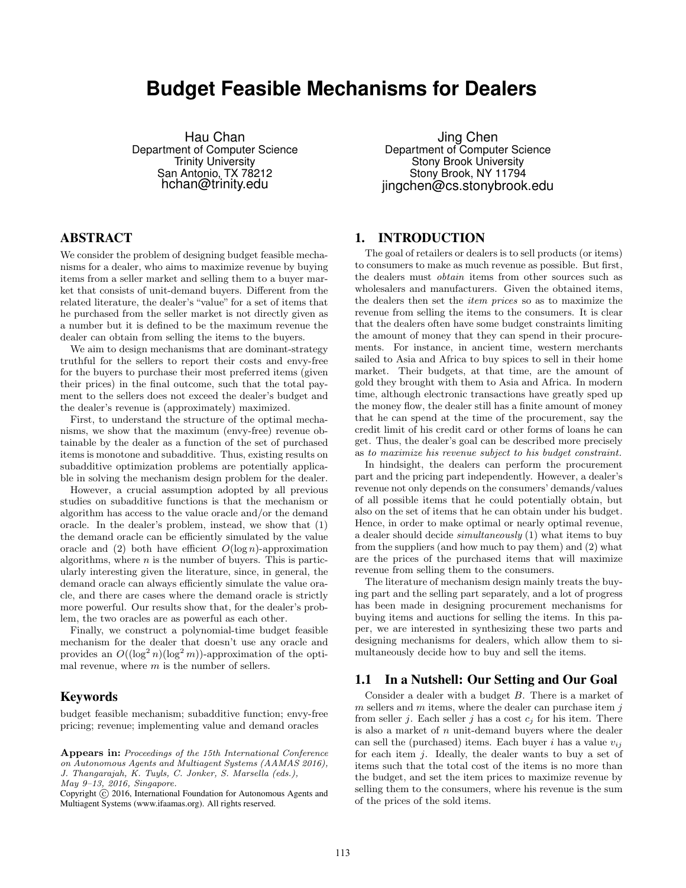# Budget Feasible Mechanisms for Dealers

Hau Chan
Department of Computer Science
Trinity University
San Antonio, TX 78212
hchan@trinity.edu

Jing Chen
Department of Computer Science
Stony Brook University
Stony Brook, NY 11794
jingchen@cs.stonybrook.edu

## ABSTRACT

We consider the problem of designing budget feasible mechanisms for a dealer, who aims to maximize revenue by buying items from a seller market and selling them to a buyer market that consists of unit-demand buyers. Different from the related literature, the dealer's "value" for a set of items that he purchased from the seller market is not directly given as a number but it is defined to be the maximum revenue the dealer can obtain from selling the items to the buyers.

We aim to design mechanisms that are dominant-strategy truthful for the sellers to report their costs and envy-free for the buyers to purchase their most preferred items (given their prices) in the final outcome, such that the total payment to the sellers does not exceed the dealer's budget and the dealer's revenue is (approximately) maximized.

First, to understand the structure of the optimal mechanisms, we show that the maximum (envy-free) revenue obtainable by the dealer as a function of the set of purchased items is monotone and subadditive. Thus, existing results on subadditive optimization problems are potentially applicable in solving the mechanism design problem for the dealer.

However, a crucial assumption adopted by all previous studies on subadditive functions is that the mechanism or algorithm has access to the value oracle and/or the demand oracle. In the dealer's problem, instead, we show that (1) the demand oracle can be efficiently simulated by the value oracle and (2) both have efficient $O(\log n)$-approximation algorithms, where $n$ is the number of buyers. This is particularly interesting given the literature, since, in general, the demand oracle can always efficiently simulate the value oracle, and there are cases where the demand oracle is strictly more powerful. Our results show that, for the dealer's problem, the two oracles are as powerful as each other.

Finally, we construct a polynomial-time budget feasible mechanism for the dealer that doesn't use any oracle and provides an $O((\log^2 n)(\log^2 m))$-approximation of the optimal revenue, where $m$ is the number of sellers.

## Keywords

budget feasible mechanism; subadditive function; envy-free pricing; revenue; implementing value and demand oracles

**Appears in:** *Proceedings of the 15th International Conference on Autonomous Agents and Multiagent Systems (AAMAS 2016), J. Thangarajah, K. Tuyls, C. Jonker, S. Marsella (eds.), May 9–13, 2016, Singapore.*
Copyright © 2016, International Foundation for Autonomous Agents and Multiagent Systems (www.ifaamas.org). All rights reserved.

## 1. INTRODUCTION

The goal of retailers or dealers is to sell products (or items) to consumers to make as much revenue as possible. But first, the dealers must *obtain* items from other sources such as wholesalers and manufacturers. Given the obtained items, the dealers then set the *item prices* so as to maximize the revenue from selling the items to the consumers. It is clear that the dealers often have some budget constraints limiting the amount of money that they can spend in their procurements. For instance, in ancient time, western merchants sailed to Asia and Africa to buy spices to sell in their home market. Their budgets, at that time, are the amount of gold they brought with them to Asia and Africa. In modern time, although electronic transactions have greatly sped up the money flow, the dealer still has a finite amount of money that he can spend at the time of the procurement, say the credit limit of his credit card or other forms of loans he can get. Thus, the dealer's goal can be described more precisely as *to maximize his revenue subject to his budget constraint.*

In hindsight, the dealers can perform the procurement part and the pricing part independently. However, a dealer's revenue not only depends on the consumers' demands/values of all possible items that he could potentially obtain, but also on the set of items that he can obtain under his budget. Hence, in order to make optimal or nearly optimal revenue, a dealer should decide *simultaneously* (1) what items to buy from the suppliers (and how much to pay them) and (2) what are the prices of the purchased items that will maximize revenue from selling them to the consumers.

The literature of mechanism design mainly treats the buying part and the selling part separately, and a lot of progress has been made in designing procurement mechanisms for buying items and auctions for selling the items. In this paper, we are interested in synthesizing these two parts and designing mechanisms for dealers, which allow them to simultaneously decide how to buy and sell the items.

### 1.1 In a Nutshell: Our Setting and Our Goal

Consider a dealer with a budget $B$. There is a market of $m$ sellers and $m$ items, where the dealer can purchase item $j$ from seller $j$. Each seller $j$ has a cost $c_j$ for his item. There is also a market of $n$ unit-demand buyers where the dealer can sell the (purchased) items. Each buyer $i$ has a value $v_{ij}$ for each item $j$. Ideally, the dealer wants to buy a set of items such that the total cost of the items is no more than the budget, and set the item prices to maximize revenue by selling them to the consumers, where his revenue is the sum of the prices of the sold items.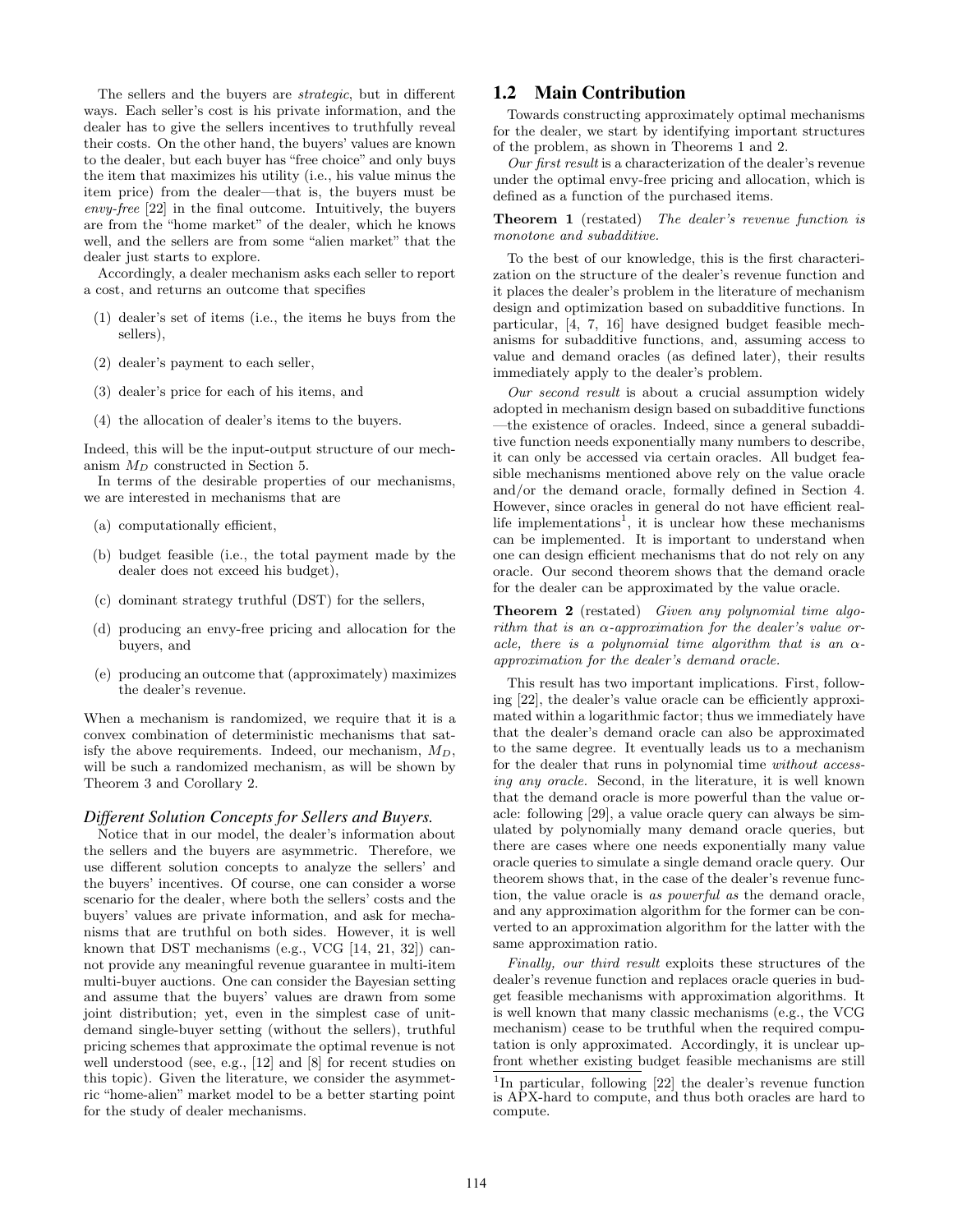The sellers and the buyers are *strategic*, but in different ways. Each seller's cost is his private information, and the dealer has to give the sellers incentives to truthfully reveal their costs. On the other hand, the buyers' values are known to the dealer, but each buyer has "free choice" and only buys the item that maximizes his utility (i.e., his value minus the item price) from the dealer—that is, the buyers must be *envy-free* [22] in the final outcome. Intuitively, the buyers are from the "home market" of the dealer, which he knows well, and the sellers are from some "alien market" that the dealer just starts to explore.

Accordingly, a dealer mechanism asks each seller to report a cost, and returns an outcome that specifies

(1) dealer's set of items (i.e., the items he buys from the sellers),

(2) dealer's payment to each seller,

(3) dealer's price for each of his items, and

(4) the allocation of dealer's items to the buyers.

Indeed, this will be the input-output structure of our mechanism $M_D$ constructed in Section 5.

In terms of the desirable properties of our mechanisms, we are interested in mechanisms that are

(a) computationally efficient,

(b) budget feasible (i.e., the total payment made by the dealer does not exceed his budget),

(c) dominant strategy truthful (DST) for the sellers,

(d) producing an envy-free pricing and allocation for the buyers, and

(e) producing an outcome that (approximately) maximizes the dealer's revenue.

When a mechanism is randomized, we require that it is a convex combination of deterministic mechanisms that satisfy the above requirements. Indeed, our mechanism, $M_D$, will be such a randomized mechanism, as will be shown by Theorem 3 and Corollary 2.

### *Different Solution Concepts for Sellers and Buyers.*

Notice that in our model, the dealer's information about the sellers and the buyers are asymmetric. Therefore, we use different solution concepts to analyze the sellers' and the buyers' incentives. Of course, one can consider a worse scenario for the dealer, where both the sellers' costs and the buyers' values are private information, and ask for mechanisms that are truthful on both sides. However, it is well known that DST mechanisms (e.g., VCG [14, 21, 32]) cannot provide any meaningful revenue guarantee in multi-item multi-buyer auctions. One can consider the Bayesian setting and assume that the buyers' values are drawn from some joint distribution; yet, even in the simplest case of unit-demand single-buyer setting (without the sellers), truthful pricing schemes that approximate the optimal revenue is not well understood (see, e.g., [12] and [8] for recent studies on this topic). Given the literature, we consider the asymmetric "home-alien" market model to be a better starting point for the study of dealer mechanisms.

## 1.2 Main Contribution

Towards constructing approximately optimal mechanisms for the dealer, we start by identifying important structures of the problem, as shown in Theorems 1 and 2.

*Our first result* is a characterization of the dealer's revenue under the optimal envy-free pricing and allocation, which is defined as a function of the purchased items.

**Theorem 1** (restated) *The dealer's revenue function is monotone and subadditive.*

To the best of our knowledge, this is the first characterization on the structure of the dealer's revenue function and it places the dealer's problem in the literature of mechanism design and optimization based on subadditive functions. In particular, [4, 7, 16] have designed budget feasible mechanisms for subadditive functions, and, assuming access to value and demand oracles (as defined later), their results immediately apply to the dealer's problem.

*Our second result* is about a crucial assumption widely adopted in mechanism design based on subadditive functions —the existence of oracles. Indeed, since a general subadditive function needs exponentially many numbers to describe, it can only be accessed via certain oracles. All budget feasible mechanisms mentioned above rely on the value oracle and/or the demand oracle, formally defined in Section 4. However, since oracles in general do not have efficient real-life implementations[1], it is unclear how these mechanisms can be implemented. It is important to understand when one can design efficient mechanisms that do not rely on any oracle. Our second theorem shows that the demand oracle for the dealer can be approximated by the value oracle.

**Theorem 2** (restated) *Given any polynomial time algorithm that is an $\alpha$-approximation for the dealer's value oracle, there is a polynomial time algorithm that is an $\alpha$-approximation for the dealer's demand oracle.*

This result has two important implications. First, following [22], the dealer's value oracle can be efficiently approximated within a logarithmic factor; thus we immediately have that the dealer's demand oracle can also be approximated to the same degree. It eventually leads us to a mechanism for the dealer that runs in polynomial time *without accessing any oracle*. Second, in the literature, it is well known that the demand oracle is more powerful than the value oracle: following [29], a value oracle query can always be simulated by polynomially many demand oracle queries, but there are cases where one needs exponentially many value oracle queries to simulate a single demand oracle query. Our theorem shows that, in the case of the dealer's revenue function, the value oracle is *as powerful as* the demand oracle, and any approximation algorithm for the former can be converted to an approximation algorithm for the latter with the same approximation ratio.

*Finally, our third result* exploits these structures of the dealer's revenue function and replaces oracle queries in budget feasible mechanisms with approximation algorithms. It is well known that many classic mechanisms (e.g., the VCG mechanism) cease to be truthful when the required computation is only approximated. Accordingly, it is unclear upfront whether existing budget feasible mechanisms are still

[1]In particular, following [22] the dealer's revenue function is APX-hard to compute, and thus both oracles are hard to compute.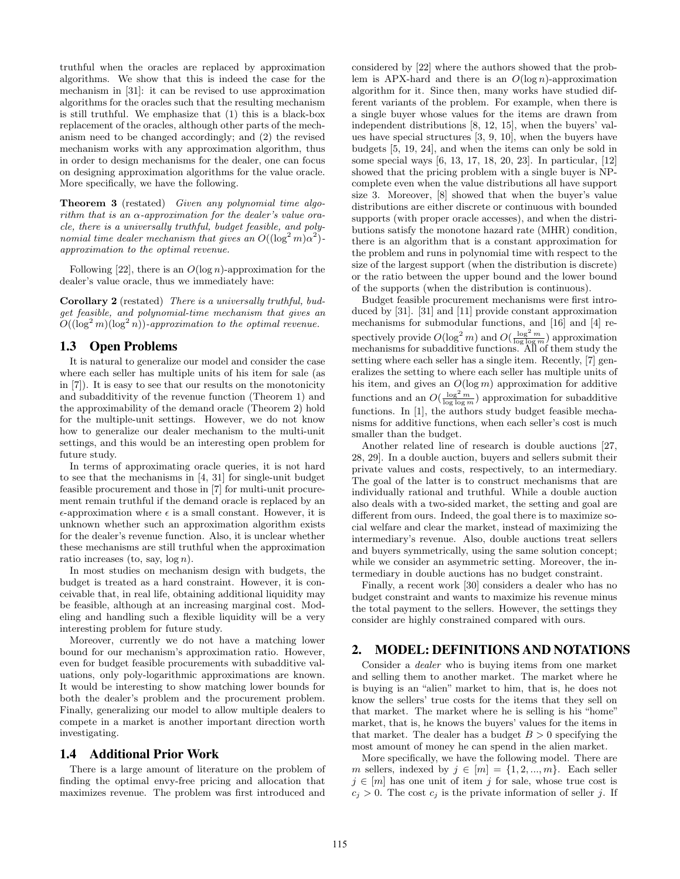truthful when the oracles are replaced by approximation algorithms. We show that this is indeed the case for the mechanism in [31]: it can be revised to use approximation algorithms for the oracles such that the resulting mechanism is still truthful. We emphasize that (1) this is a black-box replacement of the oracles, although other parts of the mechanism need to be changed accordingly; and (2) the revised mechanism works with any approximation algorithm, thus in order to design mechanisms for the dealer, one can focus on designing approximation algorithms for the value oracle. More specifically, we have the following.

**Theorem 3** (restated) *Given any polynomial time algorithm that is an $\alpha$-approximation for the dealer's value oracle, there is a universally truthful, budget feasible, and polynomial time dealer mechanism that gives an $O((\log^2 m)\alpha^2)$-approximation to the optimal revenue.*

Following [22], there is an $O(\log n)$-approximation for the dealer's value oracle, thus we immediately have:

**Corollary 2** (restated) *There is a universally truthful, budget feasible, and polynomial-time mechanism that gives an $O((\log^2 m)(\log^2 n))$-approximation to the optimal revenue.*

## 1.3 Open Problems

It is natural to generalize our model and consider the case where each seller has multiple units of his item for sale (as in [7]). It is easy to see that our results on the monotonicity and subadditivity of the revenue function (Theorem 1) and the approximability of the demand oracle (Theorem 2) hold for the multiple-unit settings. However, we do not know how to generalize our dealer mechanism to the multi-unit settings, and this would be an interesting open problem for future study.

In terms of approximating oracle queries, it is not hard to see that the mechanisms in [4, 31] for single-unit budget feasible procurement and those in [7] for multi-unit procurement remain truthful if the demand oracle is replaced by an $\epsilon$-approximation where $\epsilon$ is a small constant. However, it is unknown whether such an approximation algorithm exists for the dealer's revenue function. Also, it is unclear whether these mechanisms are still truthful when the approximation ratio increases (to, say, $\log n$).

In most studies on mechanism design with budgets, the budget is treated as a hard constraint. However, it is conceivable that, in real life, obtaining additional liquidity may be feasible, although at an increasing marginal cost. Modeling and handling such a flexible liquidity will be a very interesting problem for future study.

Moreover, currently we do not have a matching lower bound for our mechanism's approximation ratio. However, even for budget feasible procurements with subadditive valuations, only poly-logarithmic approximations are known. It would be interesting to show matching lower bounds for both the dealer's problem and the procurement problem. Finally, generalizing our model to allow multiple dealers to compete in a market is another important direction worth investigating.

## 1.4 Additional Prior Work

There is a large amount of literature on the problem of finding the optimal envy-free pricing and allocation that maximizes revenue. The problem was first introduced and considered by [22] where the authors showed that the problem is APX-hard and there is an $O(\log n)$-approximation algorithm for it. Since then, many works have studied different variants of the problem. For example, when there is a single buyer whose values for the items are drawn from independent distributions [8, 12, 15], when the buyers' values have special structures [3, 9, 10], when the buyers have budgets [5, 19, 24], and when the items can only be sold in some special ways [6, 13, 17, 18, 20, 23]. In particular, [12] showed that the pricing problem with a single buyer is NP-complete even when the value distributions all have support size 3. Moreover, [8] showed that when the buyer's value distributions are either discrete or continuous with bounded supports (with proper oracle accesses), and when the distributions satisfy the monotone hazard rate (MHR) condition, there is an algorithm that is a constant approximation for the problem and runs in polynomial time with respect to the size of the largest support (when the distribution is discrete) or the ratio between the upper bound and the lower bound of the supports (when the distribution is continuous).

Budget feasible procurement mechanisms were first introduced by [31]. [31] and [11] provide constant approximation mechanisms for submodular functions, and [16] and [4] respectively provide $O(\log^2 m)$ and $O(\frac{\log^2 m}{\log \log m})$ approximation mechanisms for subadditive functions. All of them study the setting where each seller has a single item. Recently, [7] generalizes the setting to where each seller has multiple units of his item, and gives an $O(\log m)$ approximation for additive functions and an $O(\frac{\log^2 m}{\log \log m})$ approximation for subadditive functions. In [1], the authors study budget feasible mechanisms for additive functions, when each seller's cost is much smaller than the budget.

Another related line of research is double auctions [27, 28, 29]. In a double auction, buyers and sellers submit their private values and costs, respectively, to an intermediary. The goal of the latter is to construct mechanisms that are individually rational and truthful. While a double auction also deals with a two-sided market, the setting and goal are different from ours. Indeed, the goal there is to maximize social welfare and clear the market, instead of maximizing the intermediary's revenue. Also, double auctions treat sellers and buyers symmetrically, using the same solution concept; while we consider an asymmetric setting. Moreover, the intermediary in double auctions has no budget constraint.

Finally, a recent work [30] considers a dealer who has no budget constraint and wants to maximize his revenue minus the total payment to the sellers. However, the settings they consider are highly constrained compared with ours.

# 2. MODEL: DEFINITIONS AND NOTATIONS

Consider a *dealer* who is buying items from one market and selling them to another market. The market where he is buying is an "alien" market to him, that is, he does not know the sellers' true costs for the items that they sell on that market. The market where he is selling is his "home" market, that is, he knows the buyers' values for the items in that market. The dealer has a budget $B > 0$ specifying the most amount of money he can spend in the alien market.

More specifically, we have the following model. There are $m$ sellers, indexed by $j \in [m] = \{1, 2, ..., m\}$. Each seller $j \in [m]$ has one unit of item $j$ for sale, whose true cost is $c_j > 0$. The cost $c_j$ is the private information of seller $j$. If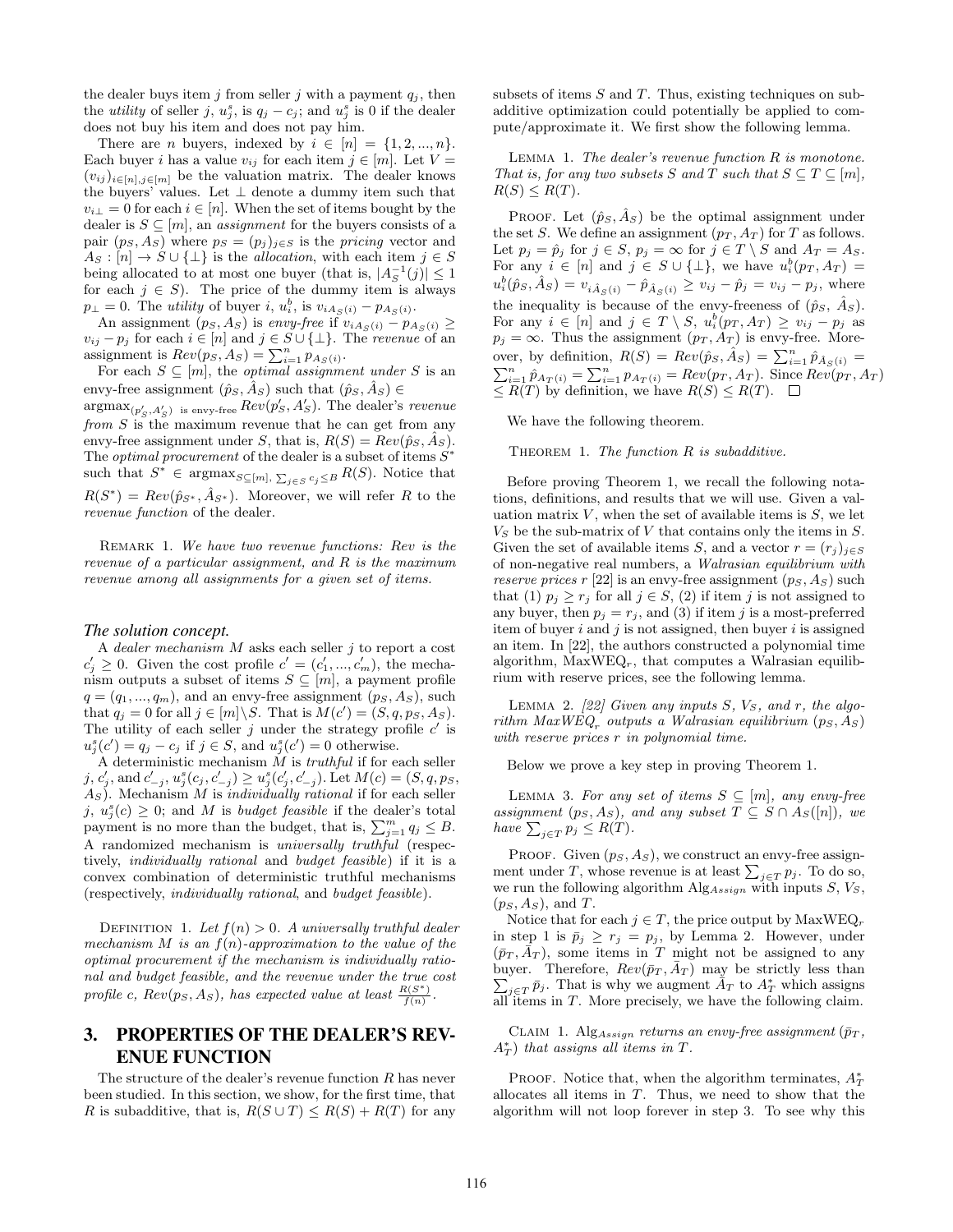the dealer buys item $j$ from seller $j$ with a payment $q_j$, then the *utility* of seller $j$, $u^s_j$, is $q_j - c_j$; and $u^s_j$ is 0 if the dealer does not buy his item and does not pay him.

There are $n$ buyers, indexed by $i \in [n] = \{1, 2, ..., n\}$. Each buyer $i$ has a value $v_{ij}$ for each item $j \in [m]$. Let $V = (v_{ij})_{i\in[n],j\in[m]}$ be the valuation matrix. The dealer knows the buyers' values. Let $\perp$ denote a dummy item such that $v_{i\perp} = 0$ for each $i \in [n]$. When the set of items bought by the dealer is $S \subseteq [m]$, an *assignment* for the buyers consists of a pair $(p_S, A_S)$ where $p_S = (p_j)_{j\in S}$ is the *pricing* vector and $A_S : [n] \to S \cup \{\perp\}$ is the *allocation*, with each item $j \in S$ being allocated to at most one buyer (that is, $|A^{-1}_S(j)| \leq 1$ for each $j \in S$). The price of the dummy item is always $p_\perp = 0$. The *utility* of buyer $i$, $u^b_i$, is $v_{iA_S(i)} - p_{A_S(i)}$.

An assignment $(p_S, A_S)$ is *envy-free* if $v_{iA_S(i)} - p_{A_S(i)} \geq v_{ij} - p_j$ for each $i \in [n]$ and $j \in S \cup \{\perp\}$. The *revenue* of an assignment is $Rev(p_S, A_S) = \sum^n_{i=1} p_{A_S(i)}$.

For each $S \subseteq [m]$, the *optimal assignment under* $S$ is an envy-free assignment $(\hat{p}_S, \hat{A}_S)$ such that $(\hat{p}_S, \hat{A}_S) \in \text{argmax}_{(p'_S,A'_S) \text{ is envy-free}} Rev(p'_S, A'_S)$. The dealer's *revenue from* $S$ is the maximum revenue that he can get from any envy-free assignment under $S$, that is, $R(S) = Rev(\hat{p}_S, \hat{A}_S)$. The *optimal procurement* of the dealer is a subset of items $S^*$ such that $S^* \in \text{argmax}_{S\subseteq[m], \sum_{j\in S} c_j \leq B} R(S)$. Notice that $R(S^*) = Rev(\hat{p}_{S^*}, \hat{A}_{S^*})$. Moreover, we will refer $R$ to the *revenue function* of the dealer.

Remark 1. *We have two revenue functions: Rev is the revenue of a particular assignment, and R is the maximum revenue among all assignments for a given set of items.*

### *The solution concept.*

A *dealer mechanism* $M$ asks each seller $j$ to report a cost $c'_j \geq 0$. Given the cost profile $c' = (c'_1, ..., c'_m)$, the mechanism outputs a subset of items $S \subseteq [m]$, a payment profile $q = (q_1, ..., q_m)$, and an envy-free assignment $(p_S, A_S)$, such that $q_j = 0$ for all $j \in [m]\setminus S$. That is $M(c') = (S, q, p_S, A_S)$. The utility of each seller $j$ under the strategy profile $c'$ is $u^s_j(c') = q_j - c_j$ if $j \in S$, and $u^s_j(c') = 0$ otherwise.

A deterministic mechanism $M$ is *truthful* if for each seller $j$, $c'_j$, and $c'_{-j}$, $u^s_j(c_j, c'_{-j}) \geq u^s_j(c'_j, c'_{-j})$. Let $M(c) = (S, q, p_S, A_S)$. Mechanism $M$ is *individually rational* if for each seller $j$, $u^s_j(c) \geq 0$; and $M$ is *budget feasible* if the dealer's total payment is no more than the budget, that is, $\sum^m_{j=1} q_j \leq B$. A randomized mechanism is *universally truthful* (respectively, *individually rational* and *budget feasible*) if it is a convex combination of deterministic truthful mechanisms (respectively, *individually rational*, and *budget feasible*).

Definition 1. *Let $f(n) > 0$. A universally truthful dealer mechanism $M$ is an $f(n)$-approximation to the value of the optimal procurement if the mechanism is individually rational and budget feasible, and the revenue under the true cost profile $c$, $Rev(p_S, A_S)$, has expected value at least $\frac{R(S^*)}{f(n)}$.*

## 3. PROPERTIES OF THE DEALER'S REVENUE FUNCTION

The structure of the dealer's revenue function $R$ has never been studied. In this section, we show, for the first time, that $R$ is subadditive, that is, $R(S \cup T) \leq R(S) + R(T)$ for any subsets of items $S$ and $T$. Thus, existing techniques on subadditive optimization could potentially be applied to compute/approximate it. We first show the following lemma.

Lemma 1. *The dealer's revenue function $R$ is monotone. That is, for any two subsets $S$ and $T$ such that $S \subseteq T \subseteq [m]$, $R(S) \leq R(T)$.*

Proof. Let $(\hat{p}_S, \hat{A}_S)$ be the optimal assignment under the set $S$. We define an assignment $(p_T, A_T)$ for $T$ as follows. Let $p_j = \hat{p}_j$ for $j \in S$, $p_j = \infty$ for $j \in T \setminus S$ and $A_T = A_S$. For any $i \in [n]$ and $j \in S \cup \{\perp\}$, we have $u^b_i(p_T, A_T) = u^b_i(\hat{p}_S, \hat{A}_S) = v_{i\hat{A}_S(i)} - \hat{p}_{\hat{A}_S(i)} \geq v_{ij} - \hat{p}_j = v_{ij} - p_j$, where the inequality is because of the envy-freeness of $(\hat{p}_S, \hat{A}_S)$. For any $i \in [n]$ and $j \in T \setminus S$, $u^b_i(p_T, A_T) \geq v_{ij} - p_j$ as $p_j = \infty$. Thus the assignment $(p_T, A_T)$ is envy-free. Moreover, by definition, $R(S) = Rev(\hat{p}_S, \hat{A}_S) = \sum^n_{i=1} \hat{p}_{\hat{A}_S(i)} = \sum^n_{i=1} \hat{p}_{A_T(i)} = \sum^n_{i=1} p_{A_T(i)} = Rev(p_T, A_T)$. Since $Rev(p_T, A_T) \leq R(T)$ by definition, we have $R(S) \leq R(T)$. □

We have the following theorem.

Theorem 1. *The function $R$ is subadditive.*

Before proving Theorem 1, we recall the following notations, definitions, and results that we will use. Given a valuation matrix $V$, when the set of available items is $S$, we let $V_S$ be the sub-matrix of $V$ that contains only the items in $S$. Given the set of available items $S$, and a vector $r = (r_j)_{j\in S}$ of non-negative real numbers, a *Walrasian equilibrium with reserve prices* $r$ [22] is an envy-free assignment $(p_S, A_S)$ such that (1) $p_j \geq r_j$ for all $j \in S$, (2) if item $j$ is not assigned to any buyer, then $p_j = r_j$, and (3) if item $j$ is a most-preferred item of buyer $i$ and $j$ is not assigned, then buyer $i$ is assigned an item. In [22], the authors constructed a polynomial time algorithm, $\text{MaxWEQ}_r$, that computes a Walrasian equilibrium with reserve prices, see the following lemma.

Lemma 2. *[22] Given any inputs $S$, $V_S$, and $r$, the algorithm $\text{MaxWEQ}_r$ outputs a Walrasian equilibrium $(p_S, A_S)$ with reserve prices $r$ in polynomial time.*

Below we prove a key step in proving Theorem 1.

Lemma 3. *For any set of items $S \subseteq [m]$, any envy-free assignment $(p_S, A_S)$, and any subset $T \subseteq S \cap A_S([n])$, we have $\sum_{j\in T} p_j \leq R(T)$.*

Proof. Given $(p_S, A_S)$, we construct an envy-free assignment under $T$, whose revenue is at least $\sum_{j\in T} p_j$. To do so, we run the following algorithm $\text{Alg}_{Assign}$ with inputs $S$, $V_S$, $(p_S, A_S)$, and $T$.

Notice that for each $j \in T$, the price output by $\text{MaxWEQ}_r$ in step 1 is $\bar{p}_j \geq r_j = p_j$, by Lemma 2. However, under $(\bar{p}_T, \bar{A}_T)$, some items in $T$ might not be assigned to any buyer. Therefore, $Rev(\bar{p}_T, \bar{A}_T)$ may be strictly less than $\sum_{j\in T} \bar{p}_j$. That is why we augment $\bar{A}_T$ to $A^*_T$ which assigns all items in $T$. More precisely, we have the following claim.

Claim 1. *$\text{Alg}_{Assign}$ returns an envy-free assignment $(\bar{p}_T, A^*_T)$ that assigns all items in $T$.*

Proof. Notice that, when the algorithm terminates, $A^*_T$ allocates all items in $T$. Thus, we need to show that the algorithm will not loop forever in step 3. To see why this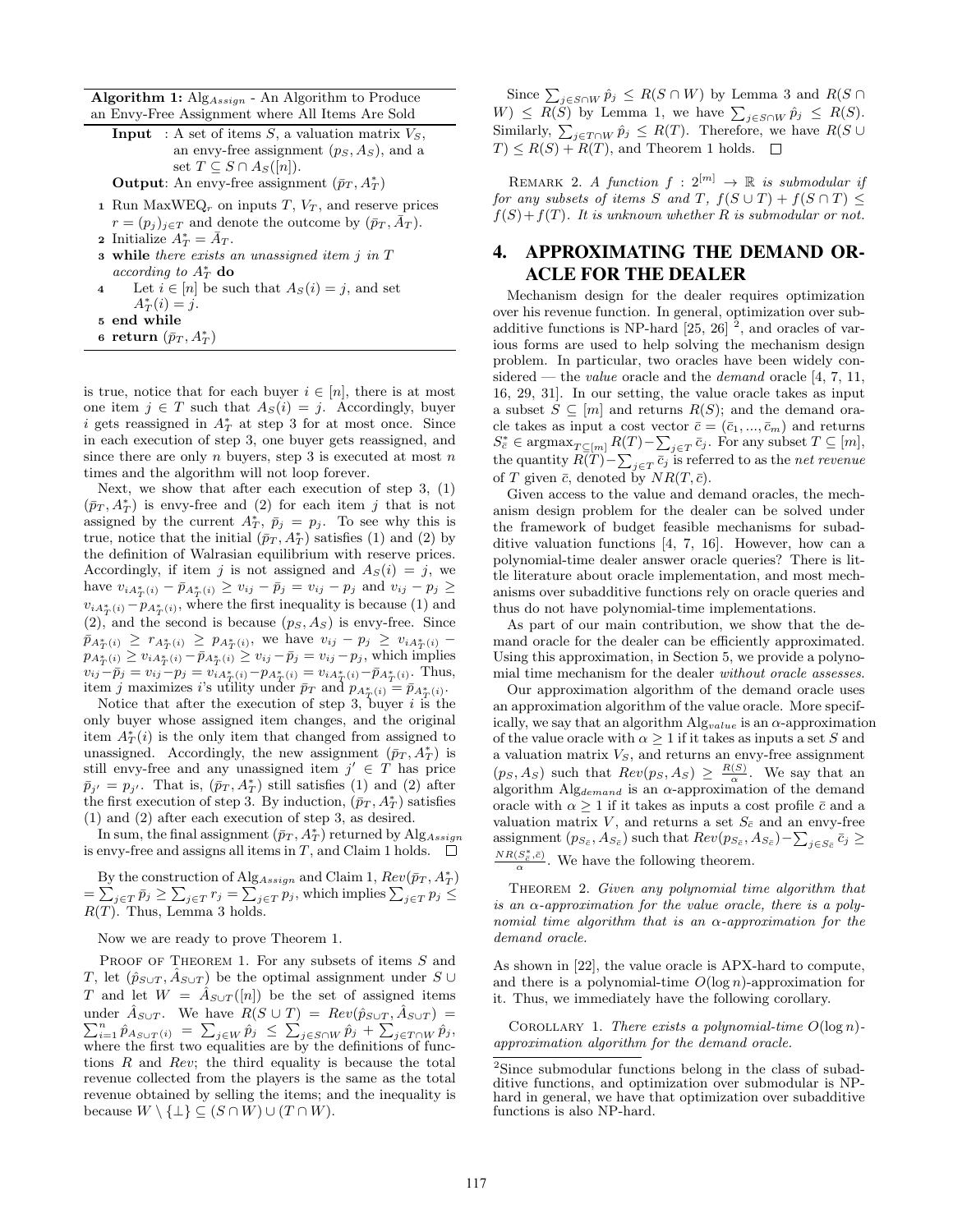**Algorithm 1:** Alg$_{Assign}$ - An Algorithm to Produce an Envy-Free Assignment where All Items Are Sold

**Input** : A set of items $S$, a valuation matrix $V_S$, an envy-free assignment $(p_S, A_S)$, and a set $T \subseteq S \cap A_S([n])$.

**Output**: An envy-free assignment $(\bar{p}_T, A^*_T)$

1 Run MaxWEQ$_r$ on inputs $T$, $V_T$, and reserve prices $r = (p_j)_{j\in T}$ and denote the outcome by $(\bar{p}_T, \bar{A}_T)$.
2 Initialize $A^*_T = \bar{A}_T$.
3 **while** *there exists an unassigned item $j$ in $T$ according to $A^*_T$* **do**
4 Let $i \in [n]$ be such that $A_S(i) = j$, and set $A^*_T(i) = j$.
5 **end while**
6 **return** $(\bar{p}_T, A^*_T)$

is true, notice that for each buyer $i \in [n]$, there is at most one item $j \in T$ such that $A_S(i) = j$. Accordingly, buyer $i$ gets reassigned in $A^*_T$ at step 3 for at most once. Since in each execution of step 3, one buyer gets reassigned, and since there are only $n$ buyers, step 3 is executed at most $n$ times and the algorithm will not loop forever.

Next, we show that after each execution of step 3, (1) $(\bar{p}_T, A^*_T)$ is envy-free and (2) for each item $j$ that is not assigned by the current $A^*_T$, $\bar{p}_j = p_j$. To see why this is true, notice that the initial $(\bar{p}_T, A^*_T)$ satisfies (1) and (2) by the definition of Walrasian equilibrium with reserve prices. Accordingly, if item $j$ is not assigned and $A_S(i) = j$, we have $v_{iA^*_T(i)} - \bar{p}_{A^*_T(i)} \geq v_{ij} - \bar{p}_j = v_{ij} - p_j$ and $v_{ij} - p_j \geq v_{iA^*_T(i)} - p_{A^*_T(i)}$, where the first inequality is because (1) and (2), and the second is because $(p_S, A_S)$ is envy-free. Since $\bar{p}_{A^*_T(i)} \geq r_{A^*_T(i)} \geq p_{A^*_T(i)}$, we have $v_{ij} - p_j \geq v_{iA^*_T(i)} - p_{A^*_T(i)} \geq v_{iA^*_T(i)} - \bar{p}_{A^*_T(i)} \geq v_{ij} - \bar{p}_j = v_{ij} - p_j$, which implies $v_{ij} - \bar{p}_j = v_{ij} - p_j = v_{iA^*_T(i)} - p_{A^*_T(i)} = v_{iA^*_T(i)} - \bar{p}_{A^*_T(i)}$. Thus, item $j$ maximizes $i$'s utility under $\bar{p}_T$ and $p_{A^*_T(i)} = \bar{p}_{A^*_T(i)}$.

Notice that after the execution of step 3, buyer $i$ is the only buyer whose assigned item changes, and the original item $A^*_T(i)$ is the only item that changed from assigned to unassigned. Accordingly, the new assignment $(\bar{p}_T, A^*_T)$ is still envy-free and any unassigned item $j' \in T$ has price $\bar{p}_{j'} = p_{j'}$. That is, $(\bar{p}_T, A^*_T)$ still satisfies (1) and (2) after the first execution of step 3. By induction, $(\bar{p}_T, A^*_T)$ satisfies (1) and (2) after each execution of step 3, as desired.

In sum, the final assignment $(\bar{p}_T, A^*_T)$ returned by Alg$_{Assign}$ is envy-free and assigns all items in $T$, and Claim 1 holds. $\square$

By the construction of Alg$_{Assign}$ and Claim 1, $Rev(\bar{p}_T, A^*_T) = \sum_{j\in T} \bar{p}_j \geq \sum_{j\in T} r_j = \sum_{j\in T} p_j$, which implies $\sum_{j\in T} p_j \leq R(T)$. Thus, Lemma 3 holds.

Now we are ready to prove Theorem 1.

Proof of Theorem 1. For any subsets of items $S$ and $T$, let $(\hat{p}_{S\cup T}, \hat{A}_{S\cup T})$ be the optimal assignment under $S \cup T$ and let $W = \hat{A}_{S\cup T}([n])$ be the set of assigned items under $\hat{A}_{S\cup T}$. We have $R(S \cup T) = Rev(\hat{p}_{S\cup T}, \hat{A}_{S\cup T}) = \sum_{i=1}^n \hat{p}_{A_{S\cup T}(i)} = \sum_{j\in W} \hat{p}_j \leq \sum_{j\in S\cap W} \hat{p}_j + \sum_{j\in T\cap W} \hat{p}_j$, where the first two equalities are by the definitions of functions $R$ and $Rev$; the third equality is because the total revenue collected from the players is the same as the total revenue obtained by selling the items; and the inequality is because $W \setminus \{\bot\} \subseteq (S \cap W) \cup (T \cap W)$.

Since $\sum_{j\in S\cap W} \hat{p}_j \leq R(S \cap W)$ by Lemma 3 and $R(S \cap W) \leq R(S)$ by Lemma 1, we have $\sum_{j\in S\cap W} \hat{p}_j \leq R(S)$. Similarly, $\sum_{j\in T\cap W} \hat{p}_j \leq R(T)$. Therefore, we have $R(S \cup T) \leq R(S) + R(T)$, and Theorem 1 holds. $\square$

Remark 2. *A function $f : 2^{[m]} \to \mathbb{R}$ is submodular if for any subsets of items $S$ and $T$, $f(S \cup T) + f(S \cap T) \leq f(S) + f(T)$. It is unknown whether $R$ is submodular or not.*

# 4. APPROXIMATING THE DEMAND ORACLE FOR THE DEALER

Mechanism design for the dealer requires optimization over his revenue function. In general, optimization over subadditive functions is NP-hard [25, 26] [2], and oracles of various forms are used to help solving the mechanism design problem. In particular, two oracles have been widely considered — the *value* oracle and the *demand* oracle [4, 7, 11, 16, 29, 31]. In our setting, the value oracle takes as input a subset $S \subseteq [m]$ and returns $R(S)$; and the demand oracle takes as input a cost vector $\bar{c} = (\bar{c}_1, ..., \bar{c}_m)$ and returns $S^*_{\bar{c}} \in \text{argmax}_{T\subseteq[m]} R(T) - \sum_{j\in T} \bar{c}_j$. For any subset $T \subseteq [m]$, the quantity $R(T) - \sum_{j\in T} \bar{c}_j$ is referred to as the *net revenue* of $T$ given $\bar{c}$, denoted by $NR(T, \bar{c})$.

Given access to the value and demand oracles, the mechanism design problem for the dealer can be solved under the framework of budget feasible mechanisms for subadditive valuation functions [4, 7, 16]. However, how can a polynomial-time dealer answer oracle queries? There is little literature about oracle implementation, and most mechanisms over subadditive functions rely on oracle queries and thus do not have polynomial-time implementations.

As part of our main contribution, we show that the demand oracle for the dealer can be efficiently approximated. Using this approximation, in Section 5, we provide a polynomial time mechanism for the dealer *without oracle assesses*.

Our approximation algorithm of the demand oracle uses an approximation algorithm of the value oracle. More specifically, we say that an algorithm Alg$_{value}$ is an $\alpha$-approximation of the value oracle with $\alpha \geq 1$ if it takes as inputs a set $S$ and a valuation matrix $V_S$, and returns an envy-free assignment $(p_S, A_S)$ such that $Rev(p_S, A_S) \geq \frac{R(S)}{\alpha}$. We say that an algorithm Alg$_{demand}$ is an $\alpha$-approximation of the demand oracle with $\alpha \geq 1$ if it takes as inputs a cost profile $\bar{c}$ and a valuation matrix $V$, and returns a set $S_{\bar{c}}$ and an envy-free assignment $(p_{S_{\bar{c}}}, A_{S_{\bar{c}}})$ such that $Rev(p_{S_{\bar{c}}}, A_{S_{\bar{c}}}) - \sum_{j\in S_{\bar{c}}} \bar{c}_j \geq \frac{NR(S^*_{\bar{c}}, \bar{c})}{\alpha}$. We have the following theorem.

Theorem 2. *Given any polynomial time algorithm that is an $\alpha$-approximation for the value oracle, there is a polynomial time algorithm that is an $\alpha$-approximation for the demand oracle.*

As shown in [22], the value oracle is APX-hard to compute, and there is a polynomial-time $O(\log n)$-approximation for it. Thus, we immediately have the following corollary.

Corollary 1. *There exists a polynomial-time $O(\log n)$-approximation algorithm for the demand oracle.*

[2] Since submodular functions belong in the class of subadditive functions, and optimization over submodular is NP-hard in general, we have that optimization over subadditive functions is also NP-hard.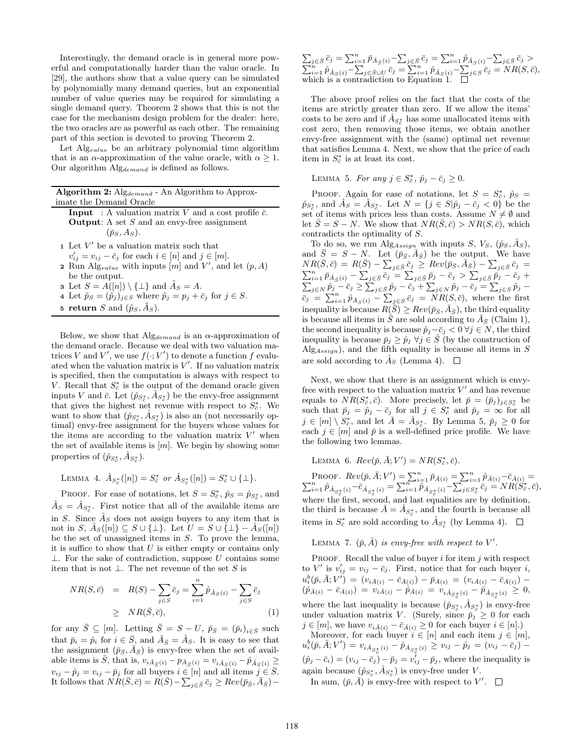Interestingly, the demand oracle is in general more powerful and computationally harder than the value oracle. In [29], the authors show that a value query can be simulated by polynomially many demand queries, but an exponential number of value queries may be required for simulating a single demand query. Theorem 2 shows that this is not the case for the mechanism design problem for the dealer: here, the two oracles are as powerful as each other. The remaining part of this section is devoted to proving Theorem 2.

Let $\mathrm{Alg}_{value}$ be an arbitrary polynomial time algorithm that is an $\alpha$-approximation of the value oracle, with $\alpha \geq 1$. Our algorithm $\mathrm{Alg}_{demand}$ is defined as follows.

**Algorithm 2:** $\mathrm{Alg}_{demand}$ - An Algorithm to Approximate the Demand Oracle

**Input** : A valuation matrix $V$ and a cost profile $\bar{c}$.
**Output**: A set $S$ and an envy-free assignment $(\tilde{p}_S, \tilde{A}_S)$.

1. Let $V'$ be a valuation matrix such that $v'_{ij} = v_{ij} - \bar{c}_j$ for each $i \in [n]$ and $j \in [m]$.
2. Run $\mathrm{Alg}_{value}$ with inputs $[m]$ and $V'$, and let $(p, A)$ be the output.
3. Let $S = A([n]) \setminus \{\perp\}$ and $\tilde{A}_S = A$.
4. Let $\tilde{p}_S = (\tilde{p}_j)_{j\in S}$ where $\tilde{p}_j = p_j + \bar{c}_j$ for $j \in S$.
5. **return** $S$ and $(\tilde{p}_S, \tilde{A}_S)$.

Below, we show that $\mathrm{Alg}_{demand}$ is an $\alpha$-approximation of the demand oracle. Because we deal with two valuation matrices $V$ and $V'$, we use $f(\cdot; V')$ to denote a function $f$ evaluated when the valuation matrix is $V'$. If no valuation matrix is specified, then the computation is always with respect to $V$. Recall that $S^*_{\bar{c}}$ is the output of the demand oracle given inputs $V$ and $\bar{c}$. Let $(\hat{p}_{S^*_{\bar{c}}}, \hat{A}_{S^*_{\bar{c}}})$ be the envy-free assignment that gives the highest net revenue with respect to $S^*_{\bar{c}}$. We want to show that $(\hat{p}_{S^*_{\bar{c}}}, \hat{A}_{S^*_{\bar{c}}})$ is also an (not necessarily optimal) envy-free assignment for the buyers whose values for the items are according to the valuation matrix $V'$ when the set of available items is $[m]$. We begin by showing some properties of $(\hat{p}_{S^*_{\bar{c}}}, \hat{A}_{S^*_{\bar{c}}})$.

LEMMA 4. *$\hat{A}_{S^*_{\bar{c}}}([n]) = S^*_{\bar{c}}$ or $\hat{A}_{S^*_{\bar{c}}}([n]) = S^*_{\bar{c}} \cup \{\perp\}$.*

PROOF. For ease of notations, let $S = S^*_{\bar{c}}$, $\hat{p}_S = \hat{p}_{S^*_{\bar{c}}}$, and $\hat{A}_S = \hat{A}_{S^*_{\bar{c}}}$. First notice that all of the available items are in $S$. Since $\hat{A}_S$ does not assign buyers to any item that is not in $S$, $\hat{A}_S([n]) \subseteq S \cup \{\perp\}$. Let $U = S \cup \{\perp\} - \hat{A}_S([n])$ be the set of unassigned items in $S$. To prove the lemma, it is suffice to show that $U$ is either empty or contains only $\perp$. For the sake of contradiction, suppose $U$ contains some item that is not $\perp$. The net revenue of the set $S$ is

$$
\begin{aligned}
NR(S, \bar{c}) &= R(S) - \sum_{j\in S} \bar{c}_j = \sum_{i=1}^{n} \hat{p}_{\hat{A}_S(i)} - \sum_{j\in S} \bar{c}_j \\
&\geq NR(\bar{S}, \bar{c}), \qquad (1)
\end{aligned}
$$

for any $\bar{S} \subseteq [m]$. Letting $\bar{S} = S - U$, $\bar{p}_{\bar{S}} = (\bar{p}_i)_{i\in\bar{S}}$ such that $\bar{p}_i = \hat{p}_i$ for $i \in \bar{S}$, and $\bar{A}_{\bar{S}} = \hat{A}_S$. It is easy to see that the assignment $(\bar{p}_{\bar{S}}, \bar{A}_{\bar{S}})$ is envy-free when the set of available items is $\bar{S}$, that is, $v_{i\bar{A}_{\bar{S}}(i)} - p_{\bar{A}_{\bar{S}}(i)} = v_{i\hat{A}_S(i)} - \hat{p}_{\hat{A}_S(i)} \geq v_{ij} - \hat{p}_j = v_{ij} - \bar{p}_j$ for all buyers $i \in [n]$ and all items $j \in \bar{S}$. It follows that $NR(\bar{S}, \bar{c}) = R(\bar{S}) - \sum_{j\in\bar{S}} \bar{c}_j \geq Rev(\bar{p}_{\bar{S}}, \bar{A}_{\bar{S}}) - \sum_{j\in\bar{S}} \bar{c}_j = \sum_{i=1}^n \bar{p}_{\bar{A}_{\bar{S}}(i)} - \sum_{j\in\bar{S}} \bar{c}_j = \sum_{i=1}^n \hat{p}_{\hat{A}_S(i)} - \sum_{j\in\bar{S}} \bar{c}_j > \sum_{i=1}^n \hat{p}_{\hat{A}_S(i)} - \sum_{j\in\bar{S}\cup U} \bar{c}_j = \sum_{i=1}^n \hat{p}_{\hat{A}_S(i)} - \sum_{j\in S} \bar{c}_j = NR(S, \bar{c})$, which is a contradiction to Equation 1. $\square$

The above proof relies on the fact that the costs of the items are strictly greater than zero. If we allow the items' costs to be zero and if $\hat{A}_{S^*_{\bar{c}}}$ has some unallocated items with cost zero, then removing those items, we obtain another envy-free assignment with the (same) optimal net revenue that satisfies Lemma 4. Next, we show that the price of each item in $S^*_{\bar{c}}$ is at least its cost.

LEMMA 5. *For any $j \in S^*_{\bar{c}}$, $\hat{p}_j - \bar{c}_j \geq 0$.*

PROOF. Again for ease of notations, let $S = S^*_{\bar{c}}$, $\hat{p}_S = \hat{p}_{S^*_{\bar{c}}}$, and $\hat{A}_S = \hat{A}_{S^*_{\bar{c}}}$. Let $N = \{j \in S | \hat{p}_j - \bar{c}_j < 0\}$ be the set of items with prices less than costs. Assume $N \neq \emptyset$ and let $\bar{S} = S - N$. We show that $NR(\bar{S}, \bar{c}) > NR(S, \bar{c})$, which contradicts the optimality of $S$.

To do so, we run $\mathrm{Alg}_{Assign}$ with inputs $S$, $V_S$, $(\hat{p}_S, \hat{A}_S)$, and $\bar{S} = S - N$. Let $(\bar{p}_{\bar{S}}, \bar{A}_{\bar{S}})$ be the output. We have $NR(\bar{S}, \bar{c}) = R(\bar{S}) - \sum_{j\in\bar{S}} \bar{c}_j \geq Rev(\bar{p}_{\bar{S}}, \bar{A}_{\bar{S}}) - \sum_{j\in\bar{S}} \bar{c}_j = \sum_{i=1}^n \bar{p}_{\bar{A}_{\bar{S}}(i)} - \sum_{j\in\bar{S}} \bar{c}_j = \sum_{j\in\bar{S}} \bar{p}_j - \bar{c}_j > \sum_{j\in\bar{S}} \bar{p}_j - \bar{c}_j + \sum_{j\in N} \hat{p}_j - \bar{c}_j \geq \sum_{j\in\bar{S}} \hat{p}_j - \bar{c}_j + \sum_{j\in N} \hat{p}_j - \bar{c}_j = \sum_{j\in S} \hat{p}_j - \bar{c}_j = \sum_{i=1}^n \hat{p}_{\hat{A}_S(i)} - \sum_{j\in S} \bar{c}_j = NR(S, \bar{c})$, where the first inequality is because $R(\bar{S}) \geq Rev(\bar{p}_{\bar{S}}, \bar{A}_{\bar{S}})$, the third equality is because all items in $\bar{S}$ are sold according to $\bar{A}_{\bar{S}}$ (Claim 1), the second inequality is because $\hat{p}_j - \bar{c}_j < 0\ \forall j \in N$, the third inequality is because $\bar{p}_j \geq \hat{p}_j\ \forall j \in \bar{S}$ (by the construction of $\mathrm{Alg}_{Assign}$), and the fifth equality is because all items in $S$ are sold according to $\hat{A}_S$ (Lemma 4). $\square$

Next, we show that there is an assignment which is envy-free with respect to the valuation matrix $V'$ and has revenue equals to $NR(S^*_{\bar{c}}, \bar{c})$. More precisely, let $\bar{p} = (\bar{p}_j)_{j\in S^*_{\bar{c}}}$ be such that $\bar{p}_j = \hat{p}_j - \bar{c}_j$ for all $j \in S^*_{\bar{c}}$ and $\bar{p}_j = \infty$ for all $j \in [m] \setminus S^*_{\bar{c}}$, and let $\bar{A} = \hat{A}_{S^*_{\bar{c}}}$. By Lemma 5, $\bar{p}_j \geq 0$ for each $j \in [m]$ and $\bar{p}$ is a well-defined price profile. We have the following two lemmas.

LEMMA 6. *$Rev(\bar{p}, \bar{A}; V') = NR(S^*_{\bar{c}}, \bar{c})$.*

PROOF. $Rev(\bar{p}, \bar{A}; V') = \sum_{i=1}^n \bar{p}_{\bar{A}(i)} = \sum_{i=1}^n \hat{p}_{\bar{A}(i)} - \bar{c}_{\bar{A}(i)} = \sum_{i=1}^n \hat{p}_{\hat{A}_{S^*_{\bar{c}}}(i)} - \bar{c}_{\hat{A}_{S^*_{\bar{c}}}(i)} = \sum_{i=1}^n \hat{p}_{\hat{A}_{S^*_{\bar{c}}}(i)} - \sum_{j\in S^*_{\bar{c}}} \bar{c}_j = NR(S^*_{\bar{c}}, \bar{c})$, where the first, second, and last equalities are by definition, the third is because $\bar{A} = \hat{A}_{S^*_{\bar{c}}}$, and the fourth is because all items in $S^*_{\bar{c}}$ are sold according to $\hat{A}_{S^*_{\bar{c}}}$ (by Lemma 4). $\square$

LEMMA 7. *$(\bar{p}, \bar{A})$ is envy-free with respect to $V'$.*

PROOF. Recall the value of buyer $i$ for item $j$ with respect to $V'$ is $v'_{ij} = v_{ij} - \bar{c}_j$. First, notice that for each buyer $i$, $u^b_i(\bar{p}, \bar{A}; V') = (v_{i\bar{A}(i)} - \bar{c}_{\bar{A}(i)}) - \bar{p}_{\bar{A}(i)} = (v_{i\bar{A}(i)} - \bar{c}_{\bar{A}(i)}) - (\hat{p}_{\bar{A}(i)} - \bar{c}_{\bar{A}(i)}) = v_{i\bar{A}(i)} - \hat{p}_{\bar{A}(i)} = v_{i\hat{A}_{S^*_{\bar{c}}}(i)} - \hat{p}_{\hat{A}_{S^*_{\bar{c}}}(i)} \geq 0$, where the last inequality is because $(\hat{p}_{S^*_{\bar{c}}}, \hat{A}_{S^*_{\bar{c}}})$ is envy-free under valuation matrix $V$. (Surely, since $\bar{p}_j \geq 0$ for each $j \in [m]$, we have $v_{i\bar{A}(i)} - \bar{c}_{\bar{A}(i)} \geq 0$ for each buyer $i \in [n]$.)

Moreover, for each buyer $i \in [n]$ and each item $j \in [m]$, $u^b_i(\bar{p}, \bar{A}; V') = v_{i\hat{A}_{S^*_{\bar{c}}}(i)} - \hat{p}_{\hat{A}_{S^*_{\bar{c}}}(i)} \geq v_{ij} - \hat{p}_j = (v_{ij} - \bar{c}_j) - (\hat{p}_j - \bar{c}_i) = (v_{ij} - \bar{c}_j) - \bar{p}_j = v'_{ij} - \bar{p}_j$, where the inequality is again because $(\hat{p}_{S^*_{\bar{c}}}, \hat{A}_{S^*_{\bar{c}}})$ is envy-free under $V$.

In sum, $(\bar{p}, \bar{A})$ is envy-free with respect to $V'$. $\square$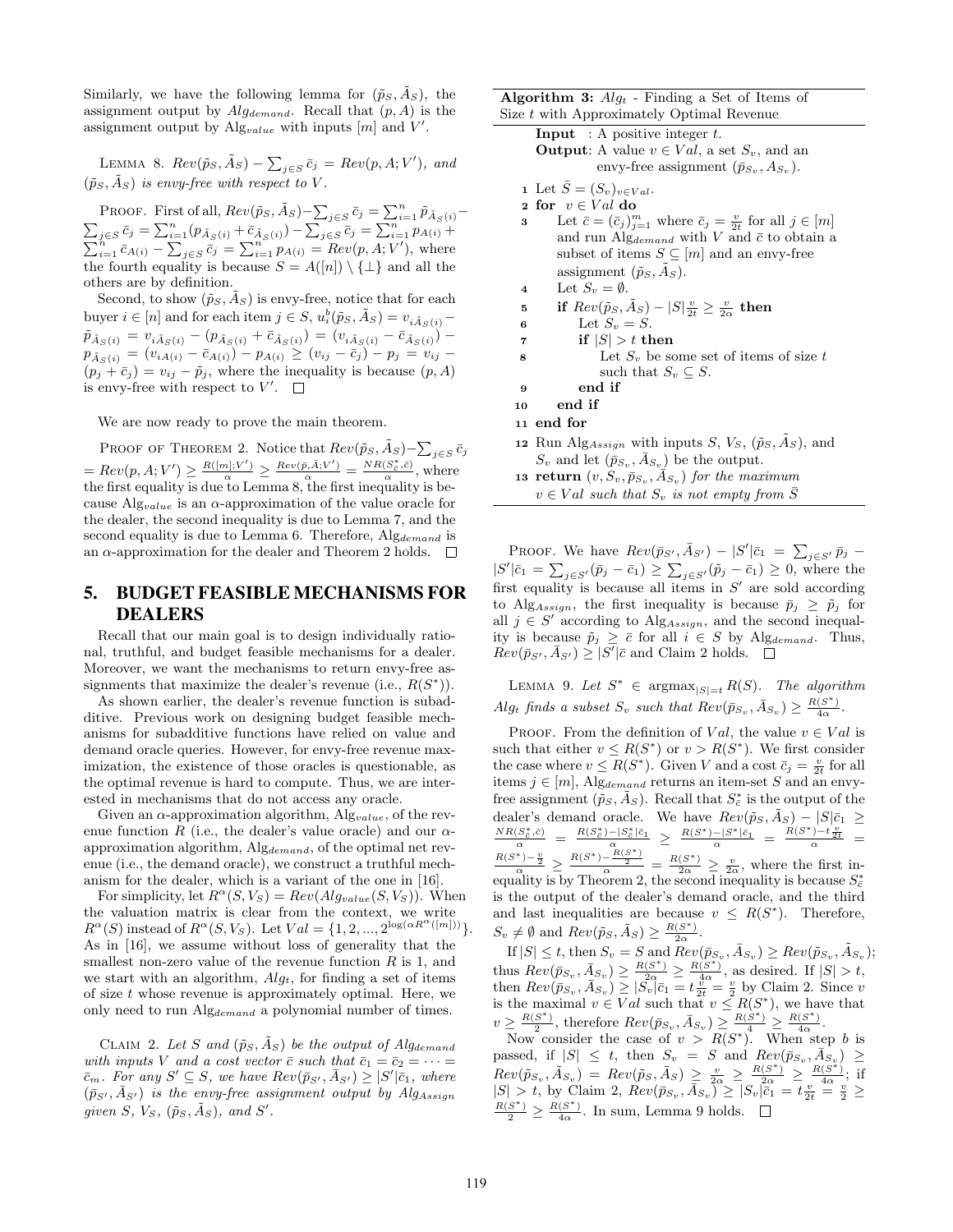Similarly, we have the following lemma for $(\tilde{p}_S, \tilde{A}_S)$, the assignment output by $Alg_{demand}$. Recall that $(p, A)$ is the assignment output by $\text{Alg}_{value}$ with inputs $[m]$ and $V'$.

Lemma 8. *$Rev(\tilde{p}_S, \tilde{A}_S) - \sum_{j \in S} \bar{c}_j = Rev(p, A; V')$, and $(\tilde{p}_S, \tilde{A}_S)$ is envy-free with respect to $V$.*

Proof. First of all, $Rev(\tilde{p}_S, \tilde{A}_S) - \sum_{j\in S} \bar{c}_j = \sum_{i=1}^n \tilde{p}_{\tilde{A}_S(i)} - \sum_{j\in S}\bar{c}_j = \sum_{i=1}^n (p_{\tilde{A}_S(i)} + \bar{c}_{\tilde{A}_S(i)}) - \sum_{j\in S}\bar{c}_j = \sum_{i=1}^n p_{A(i)} + \sum_{i=1}^n \bar{c}_{A(i)} - \sum_{j\in S}\bar{c}_j = \sum_{i=1}^n p_{A(i)} = Rev(p, A; V')$, where the fourth equality is because $S = A([n]) \setminus \{\bot\}$ and all the others are by definition.

Second, to show $(\tilde{p}_S, \tilde{A}_S)$ is envy-free, notice that for each buyer $i \in [n]$ and for each item $j \in S$, $u_i^b(\tilde{p}_S, \tilde{A}_S) = v_{i\tilde{A}_S(i)} - \tilde{p}_{\tilde{A}_S(i)} = v_{i\tilde{A}_S(i)} - (p_{\tilde{A}_S(i)} + \bar{c}_{\tilde{A}_S(i)}) = (v_{i\tilde{A}_S(i)} - \bar{c}_{\tilde{A}_S(i)}) - p_{\tilde{A}_S(i)} = (v_{iA(i)} - \bar{c}_{A(i)}) - p_{A(i)} \geq (v_{ij} - \bar{c}_j) - p_j = v_{ij} - (p_j + \bar{c}_j) = v_{ij} - \tilde{p}_j$, where the inequality is because $(p, A)$ is envy-free with respect to $V'$. $\square$

We are now ready to prove the main theorem.

Proof of Theorem 2. Notice that $Rev(\tilde{p}_S, \tilde{A}_S) - \sum_{j\in S}\bar{c}_j = Rev(p, A; V') \geq \frac{R([m]; V')}{\alpha} \geq \frac{Rev(\bar{p}, \bar{A}; V')}{\alpha} = \frac{NR(S^*_{\bar{c}}, \bar{c})}{\alpha}$, where the first equality is due to Lemma 8, the first inequality is because $\text{Alg}_{value}$ is an $\alpha$-approximation of the value oracle for the dealer, the second inequality is due to Lemma 7, and the second equality is due to Lemma 6. Therefore, $\text{Alg}_{demand}$ is an $\alpha$-approximation for the dealer and Theorem 2 holds. $\square$

# 5. BUDGET FEASIBLE MECHANISMS FOR DEALERS

Recall that our main goal is to design individually rational, truthful, and budget feasible mechanisms for a dealer. Moreover, we want the mechanisms to return envy-free assignments that maximize the dealer's revenue (i.e., $R(S^*)$).

As shown earlier, the dealer's revenue function is subadditive. Previous work on designing budget feasible mechanisms for subadditive functions have relied on value and demand oracle queries. However, for envy-free revenue maximization, the existence of those oracles is questionable, as the optimal revenue is hard to compute. Thus, we are interested in mechanisms that do not access any oracle.

Given an $\alpha$-approximation algorithm, $\text{Alg}_{value}$, of the revenue function $R$ (i.e., the dealer's value oracle) and our $\alpha$-approximation algorithm, $\text{Alg}_{demand}$, of the optimal net revenue (i.e., the demand oracle), we construct a truthful mechanism for the dealer, which is a variant of the one in [16].

For simplicity, let $R^\alpha(S, V_S) = Rev(Alg_{value}(S, V_S))$. When the valuation matrix is clear from the context, we write $R^\alpha(S)$ instead of $R^\alpha(S, V_S)$. Let $Val = \{1, 2, ..., 2^{\log(\alpha R^\alpha([m]))}\}$. As in [16], we assume without loss of generality that the smallest non-zero value of the revenue function $R$ is 1, and we start with an algorithm, $Alg_t$, for finding a set of items of size $t$ whose revenue is approximately optimal. Here, we only need to run $\text{Alg}_{demand}$ a polynomial number of times.

Claim 2. *Let $S$ and $(\tilde{p}_S, \tilde{A}_S)$ be the output of $Alg_{demand}$ with inputs $V$ and a cost vector $\bar{c}$ such that $\bar{c}_1 = \bar{c}_2 = \cdots = \bar{c}_m$. For any $S' \subseteq S$, we have $Rev(\bar{p}_{S'}, \bar{A}_{S'}) \geq |S'|\bar{c}_1$, where $(\bar{p}_{S'}, \bar{A}_{S'})$ is the envy-free assignment output by $Alg_{Assign}$ given $S$, $V_S$, $(\tilde{p}_S, \tilde{A}_S)$, and $S'$.*

**Algorithm 3:** $Alg_t$ - Finding a Set of Items of Size $t$ with Approximately Optimal Revenue

```
   Input : A positive integer t.
   Output: A value v ∈ Val, a set S_v, and an
           envy-free assignment (p̄_{S_v}, A_{S_v}).
 1 Let S̄ = (S_v)_{v∈Val}.
 2 for v ∈ Val do
 3     Let c̄ = (c̄_j)_{j=1}^m where c̄_j = v/(2t) for all j ∈ [m]
       and run Alg_demand with V and c̄ to obtain a
       subset of items S ⊆ [m] and an envy-free
       assignment (p̃_S, Ã_S).
 4     Let S_v = ∅.
 5     if Rev(p̃_S, Ã_S) − |S| v/(2t) ≥ v/(2α) then
 6         Let S_v = S.
 7         if |S| > t then
 8             Let S_v be some set of items of size t
               such that S_v ⊆ S.
 9         end if
10     end if
11 end for
12 Run Alg_Assign with inputs S, V_S, (p̃_S, Ã_S), and
   S_v and let (p̄_{S_v}, Ā_{S_v}) be the output.
13 return (v, S_v, p̄_{S_v}, Ā_{S_v}) for the maximum
   v ∈ Val such that S_v is not empty from S̄
```

Proof. We have $Rev(\bar{p}_{S'}, \bar{A}_{S'}) - |S'|\bar{c}_1 = \sum_{j\in S'}\bar{p}_j - |S'|\bar{c}_1 = \sum_{j\in S'}(\bar{p}_j - \bar{c}_1) \geq \sum_{j\in S'}(\tilde{p}_j - \bar{c}_1) \geq 0$, where the first equality is because all items in $S'$ are sold according to $\text{Alg}_{Assign}$, the first inequality is because $\bar{p}_j \geq \tilde{p}_j$ for all $j \in S'$ according to $\text{Alg}_{Assign}$, and the second inequality is because $\tilde{p}_j \geq \bar{c}$ for all $i \in S$ by $\text{Alg}_{demand}$. Thus, $Rev(\bar{p}_{S'}, \bar{A}_{S'}) \geq |S'|\bar{c}$ and Claim 2 holds. $\square$

Lemma 9. *Let $S^* \in \operatorname{argmax}_{|S|=t} R(S)$. The algorithm $Alg_t$ finds a subset $S_v$ such that $Rev(\bar{p}_{S_v}, \bar{A}_{S_v}) \geq \frac{R(S^*)}{4\alpha}$.*

Proof. From the definition of $Val$, the value $v \in Val$ is such that either $v \leq R(S^*)$ or $v > R(S^*)$. We first consider the case where $v \leq R(S^*)$. Given $V$ and a cost $\bar{c}_j = \frac{v}{2t}$ for all items $j \in [m]$, $\text{Alg}_{demand}$ returns an item-set $S$ and an envy-free assignment $(\tilde{p}_S, \tilde{A}_S)$. Recall that $S^*_{\bar{c}}$ is the output of the dealer's demand oracle. We have $Rev(\tilde{p}_S, \tilde{A}_S) - |S|\bar{c}_1 \geq \frac{NR(S^*_{\bar{c}}, \bar{c})}{\alpha} = \frac{R(S^*_{\bar{c}}) - |S^*_{\bar{c}}|\bar{c}_1}{\alpha} \geq \frac{R(S^*) - |S^*|\bar{c}_1}{\alpha} = \frac{R(S^*) - t\frac{v}{2t}}{\alpha} = \frac{R(S^*) - \frac{v}{2}}{\alpha} \geq \frac{R(S^*) - \frac{R(S^*)}{2}}{\alpha} = \frac{R(S^*)}{2\alpha} \geq \frac{v}{2\alpha}$, where the first inequality is by Theorem 2, the second inequality is because $S^*_{\bar{c}}$ is the output of the dealer's demand oracle, and the third and last inequalities are because $v \leq R(S^*)$. Therefore, $S_v \neq \emptyset$ and $Rev(\tilde{p}_S, \tilde{A}_S) \geq \frac{R(S^*)}{2\alpha}$.

If $|S| \leq t$, then $S_v = S$ and $Rev(\bar{p}_{S_v}, \bar{A}_{S_v}) \geq Rev(\tilde{p}_{S_v}, \tilde{A}_{S_v})$; thus $Rev(\bar{p}_{S_v}, \bar{A}_{S_v}) \geq \frac{R(S^*)}{2\alpha} \geq \frac{R(S^*)}{4\alpha}$, as desired. If $|S| > t$, then $Rev(\bar{p}_{S_v}, \bar{A}_{S_v}) \geq |S_v|\bar{c}_1 = t\frac{v}{2t} = \frac{v}{2}$ by Claim 2. Since $v$ is the maximal $v \in Val$ such that $v \leq R(S^*)$, we have that $v \geq \frac{R(S^*)}{2}$, therefore $Rev(\bar{p}_{S_v}, \bar{A}_{S_v}) \geq \frac{R(S^*)}{4} \geq \frac{R(S^*)}{4\alpha}$.

Now consider the case of $v > R(S^*)$. When step $b$ is passed, if $|S| \leq t$, then $S_v = S$ and $Rev(\bar{p}_{S_v}, \bar{A}_{S_v}) \geq Rev(\tilde{p}_{S_v}, \tilde{A}_{S_v}) = Rev(\tilde{p}_S, \tilde{A}_S) \geq \frac{v}{2\alpha} \geq \frac{R(S^*)}{2\alpha} \geq \frac{R(S^*)}{4\alpha}$; if $|S| > t$, by Claim 2, $Rev(\bar{p}_{S_v}, \bar{A}_{S_v}) \geq |S_v|\bar{c}_1 = t\frac{v}{2t} = \frac{v}{2} \geq \frac{R(S^*)}{2} \geq \frac{R(S^*)}{4\alpha}$. In sum, Lemma 9 holds. $\square$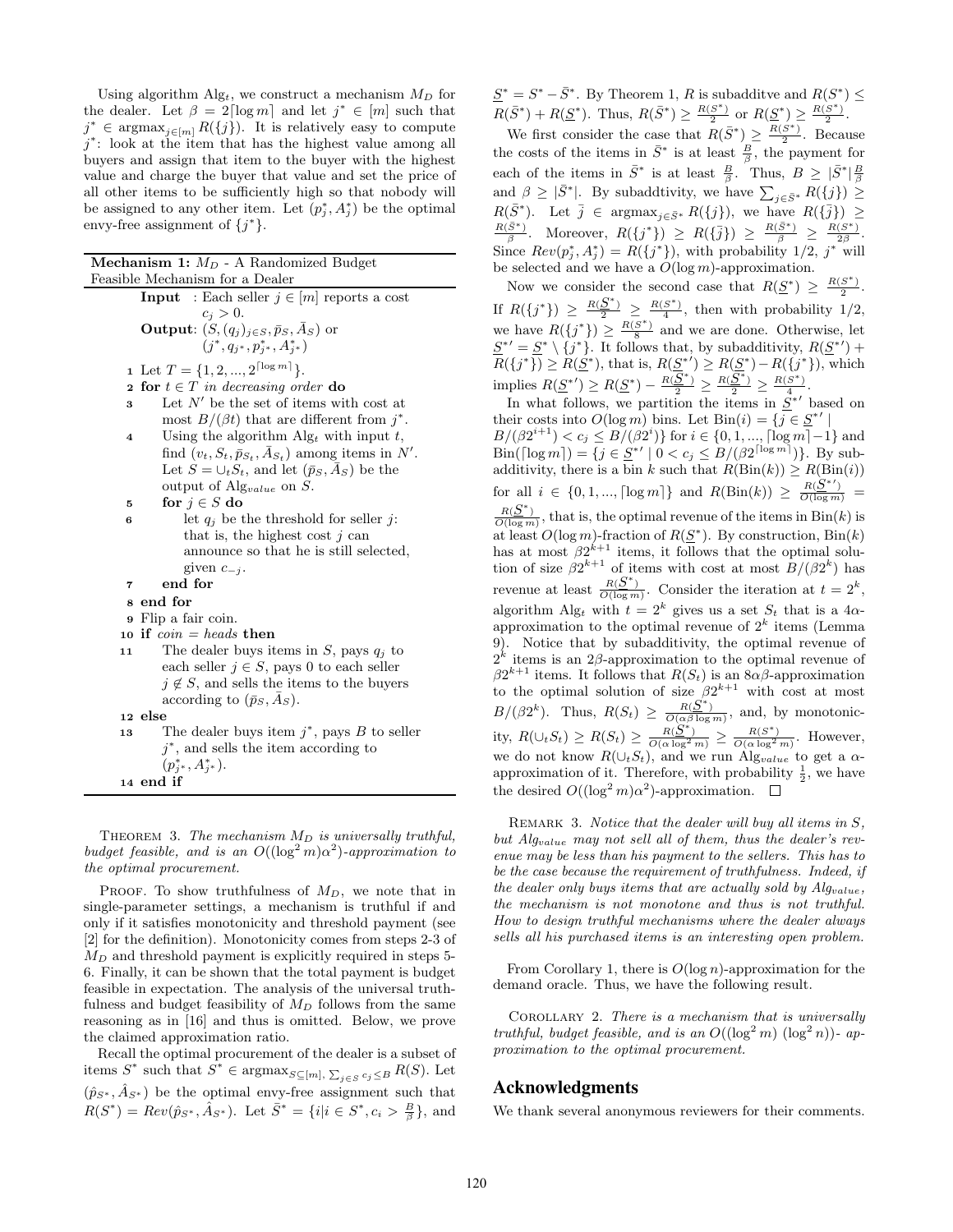Using algorithm $\text{Alg}_t$, we construct a mechanism $M_D$ for the dealer. Let $\beta = 2\lceil \log m \rceil$ and let $j^* \in [m]$ such that $j^* \in \text{argmax}_{j \in [m]} R(\{j\})$. It is relatively easy to compute $j^*$: look at the item that has the highest value among all buyers and assign that item to the buyer with the highest value and charge the buyer that value and set the price of all other items to be sufficiently high so that nobody will be assigned to any other item. Let $(p_j^*, A_j^*)$ be the optimal envy-free assignment of $\{j^*\}$.

**Mechanism 1:** $M_D$ - A Randomized Budget Feasible Mechanism for a Dealer

**Input** : Each seller $j \in [m]$ reports a cost $c_j > 0$.
**Output**: $(S, (q_j)_{j \in S}, \bar{p}_S, \bar{A}_S)$ or $(j^*, q_{j^*}, p_{j^*}^*, A_{j^*}^*)$

1. Let $T = \{1, 2, ..., 2^{\lceil \log m \rceil}\}$.
2. **for** $t \in T$ *in decreasing order* **do**
3. Let $N'$ be the set of items with cost at most $B/(\beta t)$ that are different from $j^*$.
4. Using the algorithm $\text{Alg}_t$ with input $t$, find $(v_t, S_t, \bar{p}_{S_t}, \bar{A}_{S_t})$ among items in $N'$. Let $S = \cup_t S_t$, and let $(\bar{p}_S, \bar{A}_S)$ be the output of $\text{Alg}_{value}$ on $S$.
5. **for** $j \in S$ **do**
6. let $q_j$ be the threshold for seller $j$: that is, the highest cost $j$ can announce so that he is still selected, given $c_{-j}$.
7. **end for**
8. **end for**
9. Flip a fair coin.
10. **if** *coin = heads* **then**
11. The dealer buys items in $S$, pays $q_j$ to each seller $j \in S$, pays 0 to each seller $j \notin S$, and sells the items to the buyers according to $(\bar{p}_S, \bar{A}_S)$.
12. **else**
13. The dealer buys item $j^*$, pays $B$ to seller $j^*$, and sells the item according to $(p_{j^*}^*, A_{j^*}^*)$.
14. **end if**

THEOREM 3. *The mechanism $M_D$ is universally truthful, budget feasible, and is an $O((\log^2 m)\alpha^2)$-approximation to the optimal procurement.*

PROOF. To show truthfulness of $M_D$, we note that in single-parameter settings, a mechanism is truthful if and only if it satisfies monotonicity and threshold payment (see [2] for the definition). Monotonicity comes from steps 2-3 of $M_D$ and threshold payment is explicitly required in steps 5-6. Finally, it can be shown that the total payment is budget feasible in expectation. The analysis of the universal truthfulness and budget feasibility of $M_D$ follows from the same reasoning as in [16] and thus is omitted. Below, we prove the claimed approximation ratio.

Recall the optimal procurement of the dealer is a subset of items $S^*$ such that $S^* \in \text{argmax}_{S \subseteq [m], \sum_{j \in S} c_j \leq B} R(S)$. Let $(\hat{p}_{S^*}, \hat{A}_{S^*})$ be the optimal envy-free assignment such that $R(S^*) = Rev(\hat{p}_{S^*}, \hat{A}_{S^*})$. Let $\bar{S}^* = \{i | i \in S^*, c_i > \frac{B}{\beta}\}$, and $\underline{S}^* = S^* - \bar{S}^*$. By Theorem 1, $R$ is subadditve and $R(S^*) \leq R(\bar{S}^*) + R(\underline{S}^*)$. Thus, $R(\bar{S}^*) \geq \frac{R(S^*)}{2}$ or $R(\underline{S}^*) \geq \frac{R(S^*)}{2}$.

We first consider the case that $R(\bar{S}^*) \geq \frac{R(S^*)}{2}$. Because the costs of the items in $\bar{S}^*$ is at least $\frac{B}{\beta}$, the payment for each of the items in $\bar{S}^*$ is at least $\frac{B}{\beta}$. Thus, $B \geq |\bar{S}^*| \frac{B}{\beta}$ and $\beta \geq |\bar{S}^*|$. By subaddtivity, we have $\sum_{j \in \bar{S}^*} R(\{j\}) \geq R(\bar{S}^*)$. Let $\bar{j} \in \text{argmax}_{j \in \bar{S}^*} R(\{j\})$, we have $R(\{\bar{j}\}) \geq \frac{R(\bar{S}^*)}{\beta}$. Moreover, $R(\{j^*\}) \geq R(\{\bar{j}\}) \geq \frac{R(\bar{S}^*)}{\beta} \geq \frac{R(S^*)}{2\beta}$. Since $Rev(p_j^*, A_j^*) = R(\{j^*\})$, with probability 1/2, $j^*$ will be selected and we have a $O(\log m)$-approximation.

Now we consider the second case that $R(\underline{S}^*) \geq \frac{R(S^*)}{2}$. If $R(\{j^*\}) \geq \frac{R(\underline{S}^*)}{2} \geq \frac{R(S^*)}{4}$, then with probability 1/2, we have $R(\{j^*\}) \geq \frac{R(S^*)}{8}$ and we are done. Otherwise, let $\underline{S}^{*\prime} = \underline{S}^* \setminus \{j^*\}$. It follows that, by subadditivity, $R(\underline{S}^{*\prime}) + R(\{j^*\}) \geq R(\underline{S}^*)$, that is, $R(\underline{S}^{*\prime}) \geq R(\underline{S}^*) - R(\{j^*\})$, which implies $R(\underline{S}^{*\prime}) \geq R(\underline{S}^*) - \frac{R(\underline{S}^*)}{2} \geq \frac{R(\underline{S}^*)}{2} \geq \frac{R(S^*)}{4}$.

In what follows, we partition the items in $\underline{S}^{*\prime}$ based on their costs into $O(\log m)$ bins. Let $\text{Bin}(i) = \{j \in \underline{S}^{*\prime} \mid B/(\beta 2^{i+1}) < c_j \leq B/(\beta 2^i)\}$ for $i \in \{0, 1, ..., \lceil \log m \rceil - 1\}$ and $\text{Bin}(\lceil \log m \rceil) = \{j \in \underline{S}^{*\prime} \mid 0 < c_j \leq B/(\beta 2^{\lceil \log m \rceil})\}$. By subadditivity, there is a bin $k$ such that $R(\text{Bin}(k)) \geq R(\text{Bin}(i))$ for all $i \in \{0, 1, ..., \lceil \log m \rceil\}$ and $R(\text{Bin}(k)) \geq \frac{R(\underline{S}^{*\prime})}{O(\log m)} = \frac{R(\underline{S}^*)}{O(\log m)}$, that is, the optimal revenue of the items in $\text{Bin}(k)$ is at least $O(\log m)$-fraction of $R(\underline{S}^*)$. By construction, $\text{Bin}(k)$ has at most $\beta 2^{k+1}$ items, it follows that the optimal solution of size $\beta 2^{k+1}$ of items with cost at most $B/(\beta 2^k)$ has revenue at least $\frac{R(\underline{S}^*)}{O(\log m)}$. Consider the iteration at $t = 2^k$, algorithm $\text{Alg}_t$ with $t = 2^k$ gives us a set $S_t$ that is a $4\alpha$-approximation to the optimal revenue of $2^k$ items (Lemma 9). Notice that by subadditivity, the optimal revenue of $2^k$ items is an $2\beta$-approximation to the optimal revenue of $\beta 2^{k+1}$ items. It follows that $R(S_t)$ is an $8\alpha\beta$-approximation to the optimal solution of size $\beta 2^{k+1}$ with cost at most $B/(\beta 2^k)$. Thus, $R(S_t) \geq \frac{R(\underline{S}^*)}{O(\alpha \beta \log m)}$, and, by monotonicity, $R(\cup_t S_t) \geq R(S_t) \geq \frac{R(\underline{S}^*)}{O(\alpha \log^2 m)} \geq \frac{R(S^*)}{O(\alpha \log^2 m)}$. However, we do not know $R(\cup_t S_t)$, and we run $\text{Alg}_{value}$ to get a $\alpha$-approximation of it. Therefore, with probability $\frac{1}{2}$, we have the desired $O((\log^2 m)\alpha^2)$-approximation. $\square$

REMARK 3. *Notice that the dealer will buy all items in $S$, but $Alg_{value}$ may not sell all of them, thus the dealer's revenue may be less than his payment to the sellers. This has to be the case because the requirement of truthfulness. Indeed, if the dealer only buys items that are actually sold by $Alg_{value}$, the mechanism is not monotone and thus is not truthful. How to design truthful mechanisms where the dealer always sells all his purchased items is an interesting open problem.*

From Corollary 1, there is $O(\log n)$-approximation for the demand oracle. Thus, we have the following result.

COROLLARY 2. *There is a mechanism that is universally truthful, budget feasible, and is an $O((\log^2 m)(\log^2 n))$- approximation to the optimal procurement.*

## Acknowledgments

We thank several anonymous reviewers for their comments.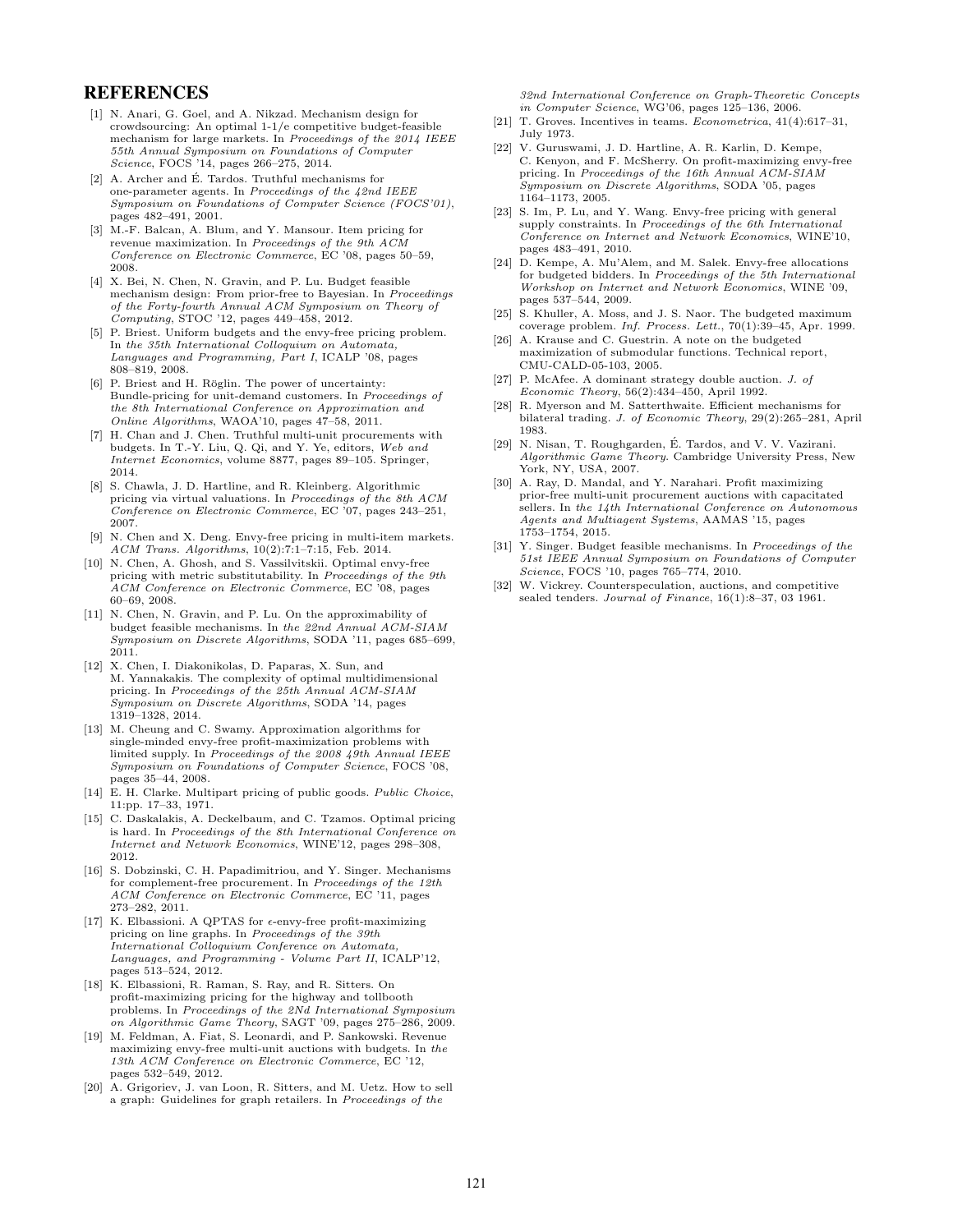## REFERENCES

[1] N. Anari, G. Goel, and A. Nikzad. Mechanism design for crowdsourcing: An optimal 1-1/e competitive budget-feasible mechanism for large markets. In *Proceedings of the 2014 IEEE 55th Annual Symposium on Foundations of Computer Science*, FOCS '14, pages 266–275, 2014.

[2] A. Archer and É. Tardos. Truthful mechanisms for one-parameter agents. In *Proceedings of the 42nd IEEE Symposium on Foundations of Computer Science (FOCS'01)*, pages 482–491, 2001.

[3] M.-F. Balcan, A. Blum, and Y. Mansour. Item pricing for revenue maximization. In *Proceedings of the 9th ACM Conference on Electronic Commerce*, EC '08, pages 50–59, 2008.

[4] X. Bei, N. Chen, N. Gravin, and P. Lu. Budget feasible mechanism design: From prior-free to Bayesian. In *Proceedings of the Forty-fourth Annual ACM Symposium on Theory of Computing*, STOC '12, pages 449–458, 2012.

[5] P. Briest. Uniform budgets and the envy-free pricing problem. In *the 35th International Colloquium on Automata, Languages and Programming, Part I*, ICALP '08, pages 808–819, 2008.

[6] P. Briest and H. Röglin. The power of uncertainty: Bundle-pricing for unit-demand customers. In *Proceedings of the 8th International Conference on Approximation and Online Algorithms*, WAOA'10, pages 47–58, 2011.

[7] H. Chan and J. Chen. Truthful multi-unit procurements with budgets. In T.-Y. Liu, Q. Qi, and Y. Ye, editors, *Web and Internet Economics*, volume 8877, pages 89–105. Springer, 2014.

[8] S. Chawla, J. D. Hartline, and R. Kleinberg. Algorithmic pricing via virtual valuations. In *Proceedings of the 8th ACM Conference on Electronic Commerce*, EC '07, pages 243–251, 2007.

[9] N. Chen and X. Deng. Envy-free pricing in multi-item markets. *ACM Trans. Algorithms*, 10(2):7:1–7:15, Feb. 2014.

[10] N. Chen, A. Ghosh, and S. Vassilvitskii. Optimal envy-free pricing with metric substitutability. In *Proceedings of the 9th ACM Conference on Electronic Commerce*, EC '08, pages 60–69, 2008.

[11] N. Chen, N. Gravin, and P. Lu. On the approximability of budget feasible mechanisms. In *the 22nd Annual ACM-SIAM Symposium on Discrete Algorithms*, SODA '11, pages 685–699, 2011.

[12] X. Chen, I. Diakonikolas, D. Paparas, X. Sun, and M. Yannakakis. The complexity of optimal multidimensional pricing. In *Proceedings of the 25th Annual ACM-SIAM Symposium on Discrete Algorithms*, SODA '14, pages 1319–1328, 2014.

[13] M. Cheung and C. Swamy. Approximation algorithms for single-minded envy-free profit-maximization problems with limited supply. In *Proceedings of the 2008 49th Annual IEEE Symposium on Foundations of Computer Science*, FOCS '08, pages 35–44, 2008.

[14] E. H. Clarke. Multipart pricing of public goods. *Public Choice*, 11:pp. 17–33, 1971.

[15] C. Daskalakis, A. Deckelbaum, and C. Tzamos. Optimal pricing is hard. In *Proceedings of the 8th International Conference on Internet and Network Economics*, WINE'12, pages 298–308, 2012.

[16] S. Dobzinski, C. H. Papadimitriou, and Y. Singer. Mechanisms for complement-free procurement. In *Proceedings of the 12th ACM Conference on Electronic Commerce*, EC '11, pages 273–282, 2011.

[17] K. Elbassioni. A QPTAS for $\epsilon$-envy-free profit-maximizing pricing on line graphs. In *Proceedings of the 39th International Colloquium Conference on Automata, Languages, and Programming - Volume Part II*, ICALP'12, pages 513–524, 2012.

[18] K. Elbassioni, R. Raman, S. Ray, and R. Sitters. On profit-maximizing pricing for the highway and tollbooth problems. In *Proceedings of the 2Nd International Symposium on Algorithmic Game Theory*, SAGT '09, pages 275–286, 2009.

[19] M. Feldman, A. Fiat, S. Leonardi, and P. Sankowski. Revenue maximizing envy-free multi-unit auctions with budgets. In *the 13th ACM Conference on Electronic Commerce*, EC '12, pages 532–549, 2012.

[20] A. Grigoriev, J. van Loon, R. Sitters, and M. Uetz. How to sell a graph: Guidelines for graph retailers. In *Proceedings of the 32nd International Conference on Graph-Theoretic Concepts in Computer Science*, WG'06, pages 125–136, 2006.

[21] T. Groves. Incentives in teams. *Econometrica*, 41(4):617–31, July 1973.

[22] V. Guruswami, J. D. Hartline, A. R. Karlin, D. Kempe, C. Kenyon, and F. McSherry. On profit-maximizing envy-free pricing. In *Proceedings of the 16th Annual ACM-SIAM Symposium on Discrete Algorithms*, SODA '05, pages 1164–1173, 2005.

[23] S. Im, P. Lu, and Y. Wang. Envy-free pricing with general supply constraints. In *Proceedings of the 6th International Conference on Internet and Network Economics*, WINE'10, pages 483–491, 2010.

[24] D. Kempe, A. Mu'Alem, and M. Salek. Envy-free allocations for budgeted bidders. In *Proceedings of the 5th International Workshop on Internet and Network Economics*, WINE '09, pages 537–544, 2009.

[25] S. Khuller, A. Moss, and J. S. Naor. The budgeted maximum coverage problem. *Inf. Process. Lett.*, 70(1):39–45, Apr. 1999.

[26] A. Krause and C. Guestrin. A note on the budgeted maximization of submodular functions. Technical report, CMU-CALD-05-103, 2005.

[27] P. McAfee. A dominant strategy double auction. *J. of Economic Theory*, 56(2):434–450, April 1992.

[28] R. Myerson and M. Satterthwaite. Efficient mechanisms for bilateral trading. *J. of Economic Theory*, 29(2):265–281, April 1983.

[29] N. Nisan, T. Roughgarden, É. Tardos, and V. V. Vazirani. *Algorithmic Game Theory*. Cambridge University Press, New York, NY, USA, 2007.

[30] A. Ray, D. Mandal, and Y. Narahari. Profit maximizing prior-free multi-unit procurement auctions with capacitated sellers. In *the 14th International Conference on Autonomous Agents and Multiagent Systems*, AAMAS '15, pages 1753–1754, 2015.

[31] Y. Singer. Budget feasible mechanisms. In *Proceedings of the 51st IEEE Annual Symposium on Foundations of Computer Science*, FOCS '10, pages 765–774, 2010.

[32] W. Vickrey. Counterspeculation, auctions, and competitive sealed tenders. *Journal of Finance*, 16(1):8–37, 03 1961.